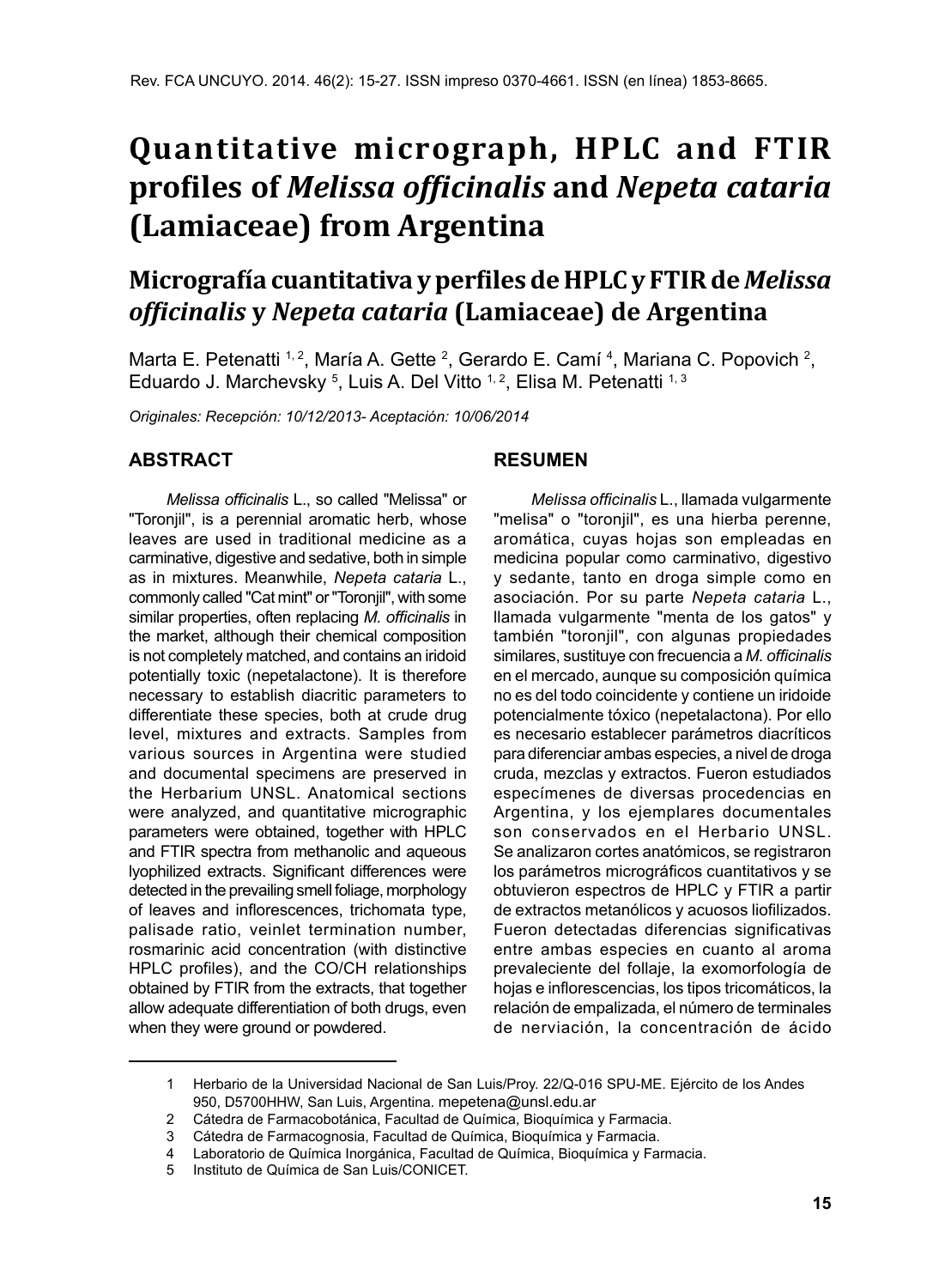# Quantitative micrograph, HPLC and FTIR profiles of *Melissa officinalis* and *Nepeta cataria* (Lamiaceae) from Argentina

## Micrografía cuantitativa y perfiles de HPLC y FTIR de *Melissa officinalis* y *Nepeta cataria* (Lamiaceae) de Argentina

Marta E. Petenatti [1, 2], María A. Gette [2], Gerardo E. Camí [4], Mariana C. Popovich [2], Eduardo J. Marchevsky [5], Luis A. Del Vitto [1, 2], Elisa M. Petenatti [1, 3]

*Originales: Recepción: 10/12/2013- Aceptación: 10/06/2014*

### ABSTRACT

*Melissa officinalis* L., so called "Melissa" or "Toronjil", is a perennial aromatic herb, whose leaves are used in traditional medicine as a carminative, digestive and sedative, both in simple as in mixtures. Meanwhile, *Nepeta cataria* L., commonly called "Cat mint" or "Toronjil", with some similar properties, often replacing *M. officinalis* in the market, although their chemical composition is not completely matched, and contains an iridoid potentially toxic (nepetalactone). It is therefore necessary to establish diacritic parameters to differentiate these species, both at crude drug level, mixtures and extracts. Samples from various sources in Argentina were studied and documental specimens are preserved in the Herbarium UNSL. Anatomical sections were analyzed, and quantitative micrographic parameters were obtained, together with HPLC and FTIR spectra from methanolic and aqueous lyophilized extracts. Significant differences were detected in the prevailing smell foliage, morphology of leaves and inflorescences, trichomata type, palisade ratio, veinlet termination number, rosmarinic acid concentration (with distinctive HPLC profiles), and the CO/CH relationships obtained by FTIR from the extracts, that together allow adequate differentiation of both drugs, even when they were ground or powdered.

### RESUMEN

*Melissa officinalis* L., llamada vulgarmente "melisa" o "toronjil", es una hierba perenne, aromática, cuyas hojas son empleadas en medicina popular como carminativo, digestivo y sedante, tanto en droga simple como en asociación. Por su parte *Nepeta cataria* L., llamada vulgarmente "menta de los gatos" y también "toronjil", con algunas propiedades similares, sustituye con frecuencia a *M. officinalis* en el mercado, aunque su composición química no es del todo coincidente y contiene un iridoide potencialmente tóxico (nepetalactona). Por ello es necesario establecer parámetros diacríticos para diferenciar ambas especies, a nivel de droga cruda, mezclas y extractos. Fueron estudiados especímenes de diversas procedencias en Argentina, y los ejemplares documentales son conservados en el Herbario UNSL. Se analizaron cortes anatómicos, se registraron los parámetros micrográficos cuantitativos y se obtuvieron espectros de HPLC y FTIR a partir de extractos metanólicos y acuosos liofilizados. Fueron detectadas diferencias significativas entre ambas especies en cuanto al aroma prevaleciente del follaje, la exomorfología de hojas e inflorescencias, los tipos tricomáticos, la relación de empalizada, el número de terminales de nerviación, la concentración de ácido

---

1 Herbario de la Universidad Nacional de San Luis/Proy. 22/Q-016 SPU-ME. Ejército de los Andes 950, D5700HHW, San Luis, Argentina. mepetena@unsl.edu.ar
2 Cátedra de Farmacobotánica, Facultad de Química, Bioquímica y Farmacia.
3 Cátedra de Farmacognosia, Facultad de Química, Bioquímica y Farmacia.
4 Laboratorio de Química Inorgánica, Facultad de Química, Bioquímica y Farmacia.
5 Instituto de Química de San Luis/CONICET.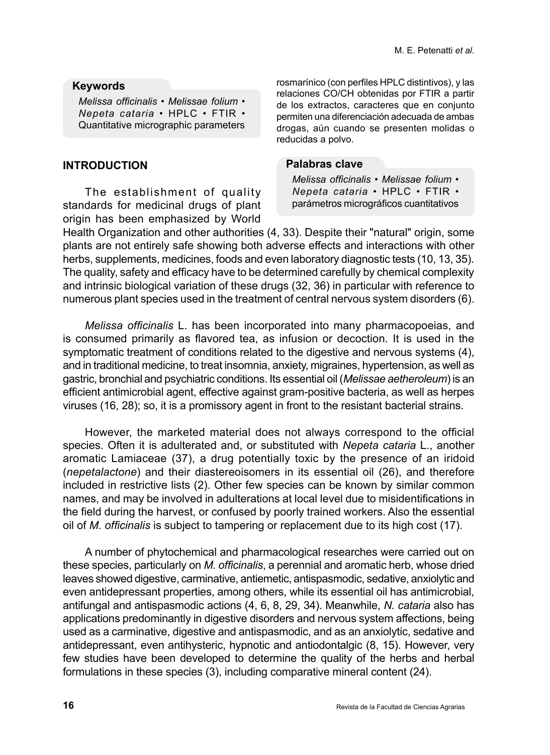**Keywords**

*Melissa officinalis* • *Melissae folium* • *Nepeta cataria* • HPLC • FTIR • Quantitative micrographic parameters

rosmarínico (con perfiles HPLC distintivos), y las relaciones CO/CH obtenidas por FTIR a partir de los extractos, caracteres que en conjunto permiten una diferenciación adecuada de ambas drogas, aún cuando se presenten molidas o reducidas a polvo.

**Palabras clave**

*Melissa officinalis* • *Melissae folium* • *Nepeta cataria* • HPLC • FTIR • parámetros micrográficos cuantitativos

## INTRODUCTION

The establishment of quality standards for medicinal drugs of plant origin has been emphasized by World Health Organization and other authorities (4, 33). Despite their "natural" origin, some plants are not entirely safe showing both adverse effects and interactions with other herbs, supplements, medicines, foods and even laboratory diagnostic tests (10, 13, 35). The quality, safety and efficacy have to be determined carefully by chemical complexity and intrinsic biological variation of these drugs (32, 36) in particular with reference to numerous plant species used in the treatment of central nervous system disorders (6).

*Melissa officinalis* L. has been incorporated into many pharmacopoeias, and is consumed primarily as flavored tea, as infusion or decoction. It is used in the symptomatic treatment of conditions related to the digestive and nervous systems (4), and in traditional medicine, to treat insomnia, anxiety, migraines, hypertension, as well as gastric, bronchial and psychiatric conditions. Its essential oil (*Melissae aetheroleum*) is an efficient antimicrobial agent, effective against gram-positive bacteria, as well as herpes viruses (16, 28); so, it is a promissory agent in front to the resistant bacterial strains.

However, the marketed material does not always correspond to the official species. Often it is adulterated and, or substituted with *Nepeta cataria* L., another aromatic Lamiaceae (37), a drug potentially toxic by the presence of an iridoid (*nepetalactone*) and their diastereoisomers in its essential oil (26), and therefore included in restrictive lists (2). Other few species can be known by similar common names, and may be involved in adulterations at local level due to misidentifications in the field during the harvest, or confused by poorly trained workers. Also the essential oil of *M. officinalis* is subject to tampering or replacement due to its high cost (17).

A number of phytochemical and pharmacological researches were carried out on these species, particularly on *M. officinalis*, a perennial and aromatic herb, whose dried leaves showed digestive, carminative, antiemetic, antispasmodic, sedative, anxiolytic and even antidepressant properties, among others, while its essential oil has antimicrobial, antifungal and antispasmodic actions (4, 6, 8, 29, 34). Meanwhile, *N. cataria* also has applications predominantly in digestive disorders and nervous system affections, being used as a carminative, digestive and antispasmodic, and as an anxiolytic, sedative and antidepressant, even antihysteric, hypnotic and antiodontalgic (8, 15). However, very few studies have been developed to determine the quality of the herbs and herbal formulations in these species (3), including comparative mineral content (24).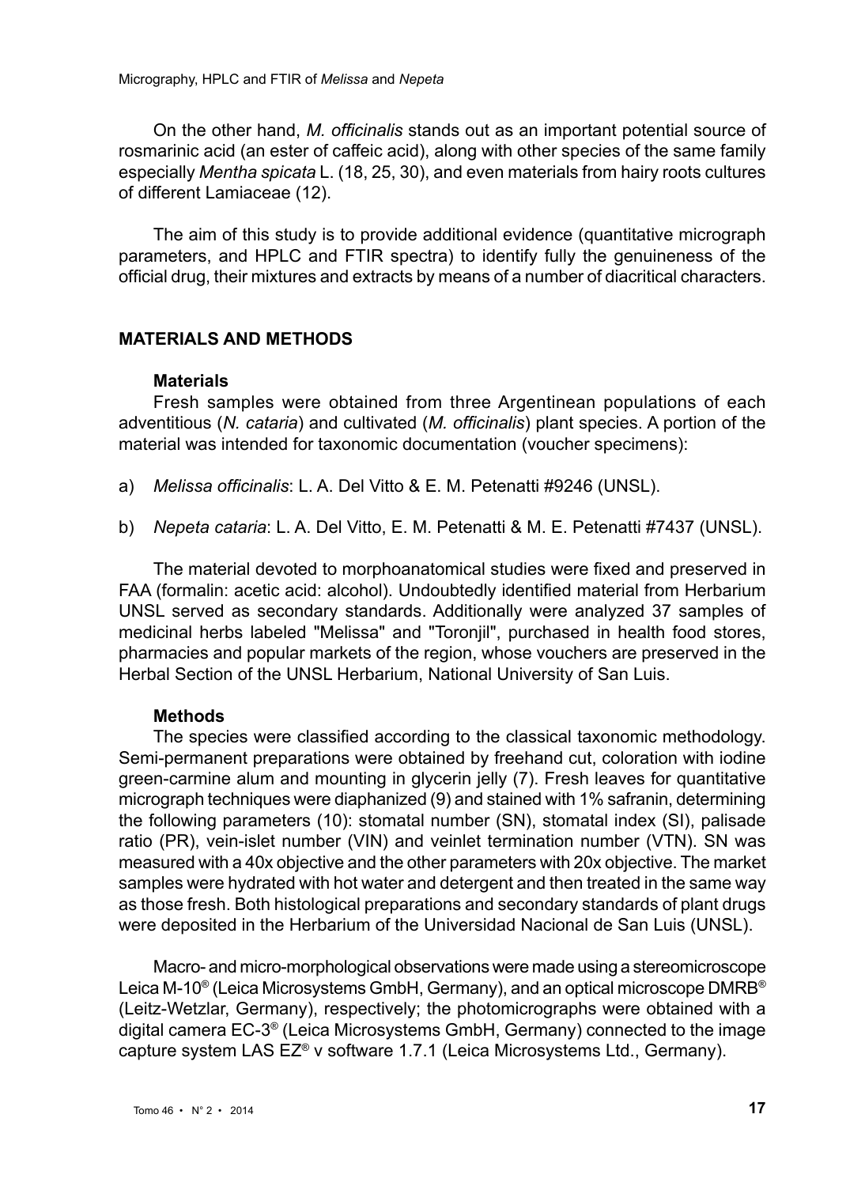On the other hand, *M. officinalis* stands out as an important potential source of rosmarinic acid (an ester of caffeic acid), along with other species of the same family especially *Mentha spicata* L. (18, 25, 30), and even materials from hairy roots cultures of different Lamiaceae (12).

The aim of this study is to provide additional evidence (quantitative micrograph parameters, and HPLC and FTIR spectra) to identify fully the genuineness of the official drug, their mixtures and extracts by means of a number of diacritical characters.

## MATERIALS AND METHODS

### Materials

Fresh samples were obtained from three Argentinean populations of each adventitious (*N. cataria*) and cultivated (*M. officinalis*) plant species. A portion of the material was intended for taxonomic documentation (voucher specimens):

a) *Melissa officinalis*: L. A. Del Vitto & E. M. Petenatti #9246 (UNSL).

b) *Nepeta cataria*: L. A. Del Vitto, E. M. Petenatti & M. E. Petenatti #7437 (UNSL).

The material devoted to morphoanatomical studies were fixed and preserved in FAA (formalin: acetic acid: alcohol). Undoubtedly identified material from Herbarium UNSL served as secondary standards. Additionally were analyzed 37 samples of medicinal herbs labeled "Melissa" and "Toronjil", purchased in health food stores, pharmacies and popular markets of the region, whose vouchers are preserved in the Herbal Section of the UNSL Herbarium, National University of San Luis.

### Methods

The species were classified according to the classical taxonomic methodology. Semi-permanent preparations were obtained by freehand cut, coloration with iodine green-carmine alum and mounting in glycerin jelly (7). Fresh leaves for quantitative micrograph techniques were diaphanized (9) and stained with 1% safranin, determining the following parameters (10): stomatal number (SN), stomatal index (SI), palisade ratio (PR), vein-islet number (VIN) and veinlet termination number (VTN). SN was measured with a 40x objective and the other parameters with 20x objective. The market samples were hydrated with hot water and detergent and then treated in the same way as those fresh. Both histological preparations and secondary standards of plant drugs were deposited in the Herbarium of the Universidad Nacional de San Luis (UNSL).

Macro- and micro-morphological observations were made using a stereomicroscope Leica M-10® (Leica Microsystems GmbH, Germany), and an optical microscope DMRB® (Leitz-Wetzlar, Germany), respectively; the photomicrographs were obtained with a digital camera EC-3® (Leica Microsystems GmbH, Germany) connected to the image capture system LAS EZ® v software 1.7.1 (Leica Microsystems Ltd., Germany).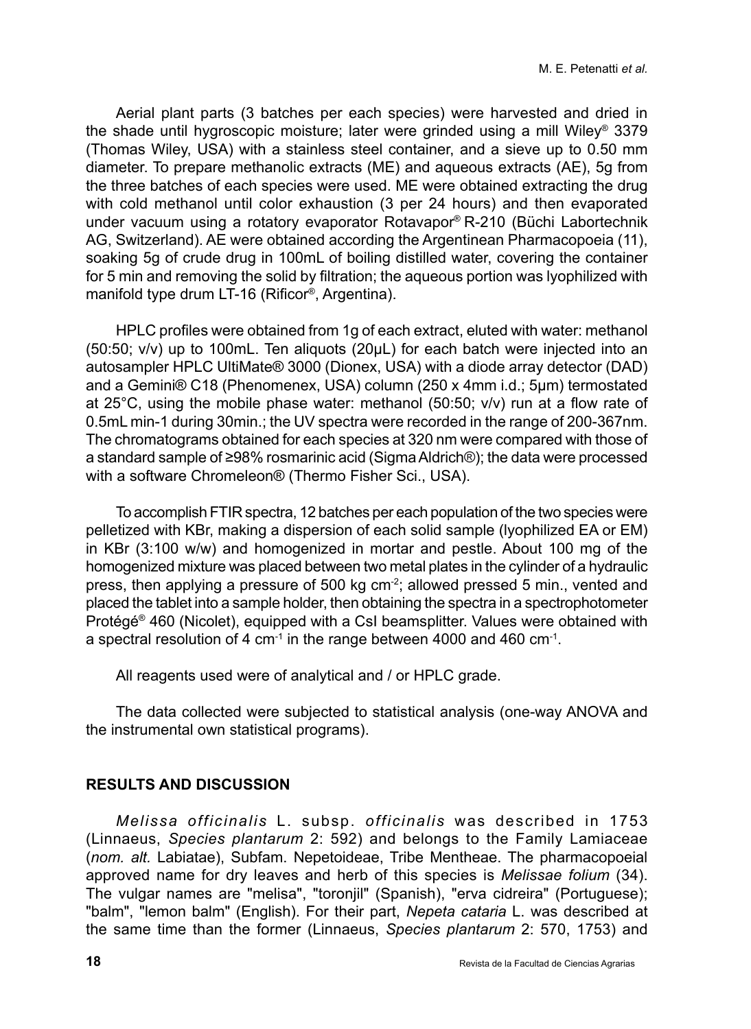Aerial plant parts (3 batches per each species) were harvested and dried in the shade until hygroscopic moisture; later were grinded using a mill Wiley® 3379 (Thomas Wiley, USA) with a stainless steel container, and a sieve up to 0.50 mm diameter. To prepare methanolic extracts (ME) and aqueous extracts (AE), 5g from the three batches of each species were used. ME were obtained extracting the drug with cold methanol until color exhaustion (3 per 24 hours) and then evaporated under vacuum using a rotatory evaporator Rotavapor® R-210 (Büchi Labortechnik AG, Switzerland). AE were obtained according the Argentinean Pharmacopoeia (11), soaking 5g of crude drug in 100mL of boiling distilled water, covering the container for 5 min and removing the solid by filtration; the aqueous portion was lyophilized with manifold type drum LT-16 (Rificor®, Argentina).

HPLC profiles were obtained from 1g of each extract, eluted with water: methanol (50:50; v/v) up to 100mL. Ten aliquots (20μL) for each batch were injected into an autosampler HPLC UltiMate® 3000 (Dionex, USA) with a diode array detector (DAD) and a Gemini® C18 (Phenomenex, USA) column (250 x 4mm i.d.; 5μm) termostated at 25°C, using the mobile phase water: methanol (50:50; v/v) run at a flow rate of 0.5mL min-1 during 30min.; the UV spectra were recorded in the range of 200-367nm. The chromatograms obtained for each species at 320 nm were compared with those of a standard sample of ≥98% rosmarinic acid (Sigma Aldrich®); the data were processed with a software Chromeleon® (Thermo Fisher Sci., USA).

To accomplish FTIR spectra, 12 batches per each population of the two species were pelletized with KBr, making a dispersion of each solid sample (lyophilized EA or EM) in KBr (3:100 w/w) and homogenized in mortar and pestle. About 100 mg of the homogenized mixture was placed between two metal plates in the cylinder of a hydraulic press, then applying a pressure of 500 kg $cm^{-2}$; allowed pressed 5 min., vented and placed the tablet into a sample holder, then obtaining the spectra in a spectrophotometer Protégé® 460 (Nicolet), equipped with a CsI beamsplitter. Values were obtained with a spectral resolution of 4 $cm^{-1}$ in the range between 4000 and 460 $cm^{-1}$.

All reagents used were of analytical and / or HPLC grade.

The data collected were subjected to statistical analysis (one-way ANOVA and the instrumental own statistical programs).

## RESULTS AND DISCUSSION

*Melissa officinalis* L. subsp. *officinalis* was described in 1753 (Linnaeus, *Species plantarum* 2: 592) and belongs to the Family Lamiaceae (*nom. alt.* Labiatae), Subfam. Nepetoideae, Tribe Mentheae. The pharmacopoeial approved name for dry leaves and herb of this species is *Melissae folium* (34). The vulgar names are "melisa", "toronjil" (Spanish), "erva cidreira" (Portuguese); "balm", "lemon balm" (English). For their part, *Nepeta cataria* L. was described at the same time than the former (Linnaeus, *Species plantarum* 2: 570, 1753) and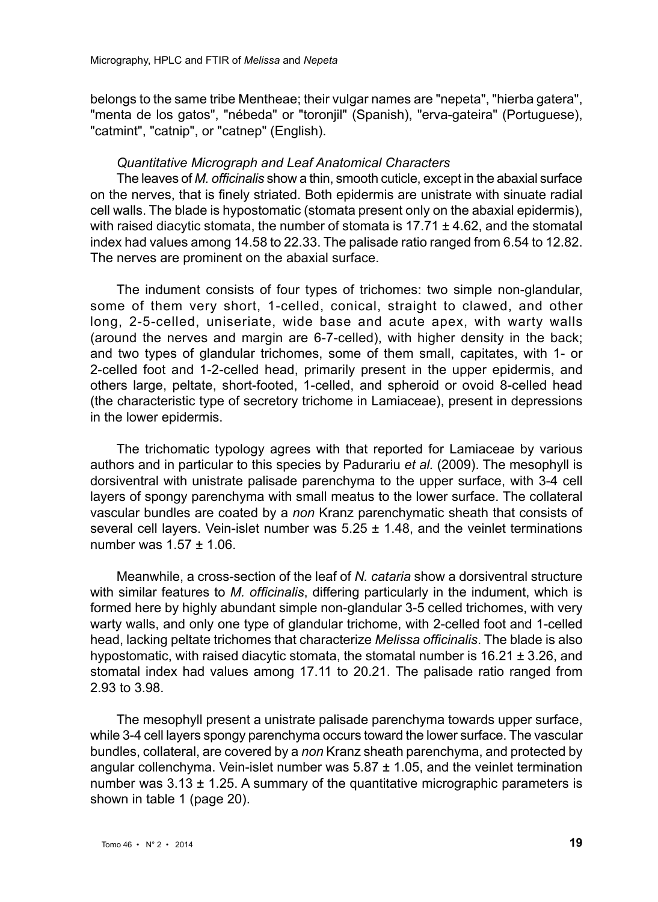belongs to the same tribe Mentheae; their vulgar names are "nepeta", "hierba gatera", "menta de los gatos", "nébeda" or "toronjil" (Spanish), "erva-gateira" (Portuguese), "catmint", "catnip", or "catnep" (English).

### *Quantitative Micrograph and Leaf Anatomical Characters*

The leaves of *M. officinalis* show a thin, smooth cuticle, except in the abaxial surface on the nerves, that is finely striated. Both epidermis are unistrate with sinuate radial cell walls. The blade is hypostomatic (stomata present only on the abaxial epidermis), with raised diacytic stomata, the number of stomata is 17.71 ± 4.62, and the stomatal index had values among 14.58 to 22.33. The palisade ratio ranged from 6.54 to 12.82. The nerves are prominent on the abaxial surface.

The indument consists of four types of trichomes: two simple non-glandular, some of them very short, 1-celled, conical, straight to clawed, and other long, 2-5-celled, uniseriate, wide base and acute apex, with warty walls (around the nerves and margin are 6-7-celled), with higher density in the back; and two types of glandular trichomes, some of them small, capitates, with 1- or 2-celled foot and 1-2-celled head, primarily present in the upper epidermis, and others large, peltate, short-footed, 1-celled, and spheroid or ovoid 8-celled head (the characteristic type of secretory trichome in Lamiaceae), present in depressions in the lower epidermis.

The trichomatic typology agrees with that reported for Lamiaceae by various authors and in particular to this species by Paduraru *et al.* (2009). The mesophyll is dorsiventral with unistrate palisade parenchyma to the upper surface, with 3-4 cell layers of spongy parenchyma with small meatus to the lower surface. The collateral vascular bundles are coated by a *non* Kranz parenchymatic sheath that consists of several cell layers. Vein-islet number was 5.25 ± 1.48, and the veinlet terminations number was 1.57 ± 1.06.

Meanwhile, a cross-section of the leaf of *N. cataria* show a dorsiventral structure with similar features to *M. officinalis*, differing particularly in the indument, which is formed here by highly abundant simple non-glandular 3-5 celled trichomes, with very warty walls, and only one type of glandular trichome, with 2-celled foot and 1-celled head, lacking peltate trichomes that characterize *Melissa officinalis*. The blade is also hypostomatic, with raised diacytic stomata, the stomatal number is 16.21 ± 3.26, and stomatal index had values among 17.11 to 20.21. The palisade ratio ranged from 2.93 to 3.98.

The mesophyll present a unistrate palisade parenchyma towards upper surface, while 3-4 cell layers spongy parenchyma occurs toward the lower surface. The vascular bundles, collateral, are covered by a *non* Kranz sheath parenchyma, and protected by angular collenchyma. Vein-islet number was 5.87 ± 1.05, and the veinlet termination number was 3.13 ± 1.25. A summary of the quantitative micrographic parameters is shown in table 1 (page 20).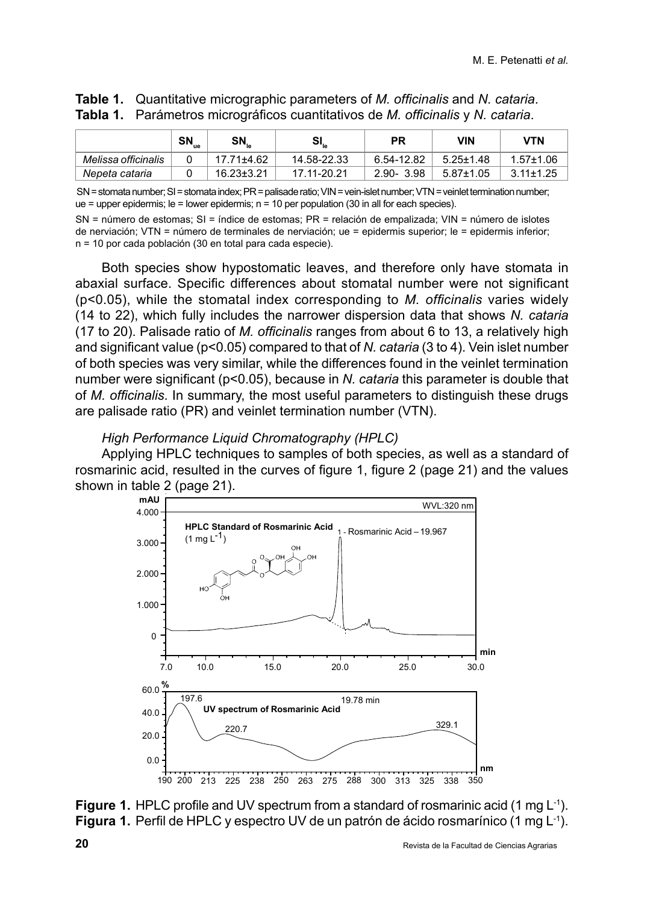**Table 1.** Quantitative micrographic parameters of *M. officinalis* and *N. cataria*.
**Tabla 1.** Parámetros micrográficos cuantitativos de *M. officinalis* y *N. cataria*.

| | $SN_{ue}$ | $SN_{le}$ | $SI_{le}$ | PR | VIN | VTN |
|---|---|---|---|---|---|---|
| *Melissa officinalis* | 0 | 17.71±4.62 | 14.58-22.33 | 6.54-12.82 | 5.25±1.48 | 1.57±1.06 |
| *Nepeta cataria* | 0 | 16.23±3.21 | 17.11-20.21 | 2.90- 3.98 | 5.87±1.05 | 3.11±1.25 |

SN = stomata number; SI = stomata index; PR = palisade ratio; VIN = vein-islet number; VTN = veinlet termination number; ue = upper epidermis; le = lower epidermis; n = 10 per population (30 in all for each species).

SN = número de estomas; SI = índice de estomas; PR = relación de empalizada; VIN = número de islotes de nerviación; VTN = número de terminales de nerviación; ue = epidermis superior; le = epidermis inferior; n = 10 por cada población (30 en total para cada especie).

Both species show hypostomatic leaves, and therefore only have stomata in abaxial surface. Specific differences about stomatal number were not significant ($p<0.05$), while the stomatal index corresponding to *M. officinalis* varies widely (14 to 22), which fully includes the narrower dispersion data that shows *N. cataria* (17 to 20). Palisade ratio of *M. officinalis* ranges from about 6 to 13, a relatively high and significant value ($p<0.05$) compared to that of *N. cataria* (3 to 4). Vein islet number of both species was very similar, while the differences found in the veinlet termination number were significant ($p<0.05$), because in *N. cataria* this parameter is double that of *M. officinalis*. In summary, the most useful parameters to distinguish these drugs are palisade ratio (PR) and veinlet termination number (VTN).

*High Performance Liquid Chromatography (HPLC)*

Applying HPLC techniques to samples of both species, as well as a standard of rosmarinic acid, resulted in the curves of figure 1, figure 2 (page 21) and the values shown in table 2 (page 21).

**Figure 1.** HPLC profile and UV spectrum from a standard of rosmarinic acid (1 mg $L^{-1}$).
**Figura 1.** Perfil de HPLC y espectro UV de un patrón de ácido rosmarínico (1 mg $L^{-1}$).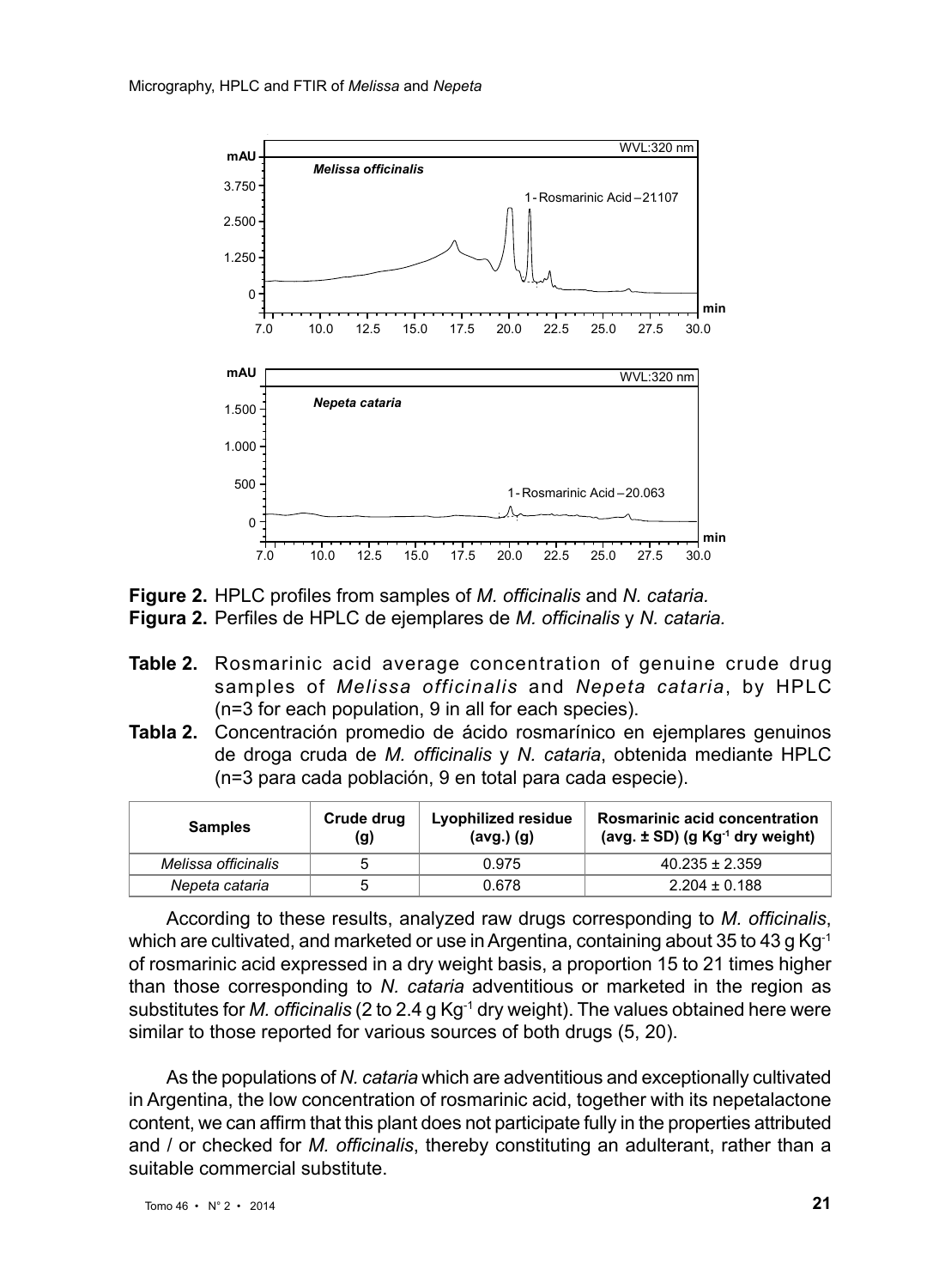**Figure 2.** HPLC profiles from samples of *M. officinalis* and *N. cataria.*
**Figura 2.** Perfiles de HPLC de ejemplares de *M. officinalis* y *N. cataria.*

**Table 2.** Rosmarinic acid average concentration of genuine crude drug samples of *Melissa officinalis* and *Nepeta cataria*, by HPLC (n=3 for each population, 9 in all for each species).
**Tabla 2.** Concentración promedio de ácido rosmarínico en ejemplares genuinos de droga cruda de *M. officinalis* y *N. cataria*, obtenida mediante HPLC (n=3 para cada población, 9 en total para cada especie).

| Samples | Crude drug (g) | Lyophilized residue (avg.) (g) | Rosmarinic acid concentration (avg. ± SD) (g $Kg^{-1}$ dry weight) |
|---|---|---|---|
| *Melissa officinalis* | 5 | 0.975 | 40.235 ± 2.359 |
| *Nepeta cataria* | 5 | 0.678 | 2.204 ± 0.188 |

According to these results, analyzed raw drugs corresponding to *M. officinalis*, which are cultivated, and marketed or use in Argentina, containing about 35 to 43 g $Kg^{-1}$ of rosmarinic acid expressed in a dry weight basis, a proportion 15 to 21 times higher than those corresponding to *N. cataria* adventitious or marketed in the region as substitutes for *M. officinalis* (2 to 2.4 g $Kg^{-1}$ dry weight). The values obtained here were similar to those reported for various sources of both drugs (5, 20).

As the populations of *N. cataria* which are adventitious and exceptionally cultivated in Argentina, the low concentration of rosmarinic acid, together with its nepetalactone content, we can affirm that this plant does not participate fully in the properties attributed and / or checked for *M. officinalis*, thereby constituting an adulterant, rather than a suitable commercial substitute.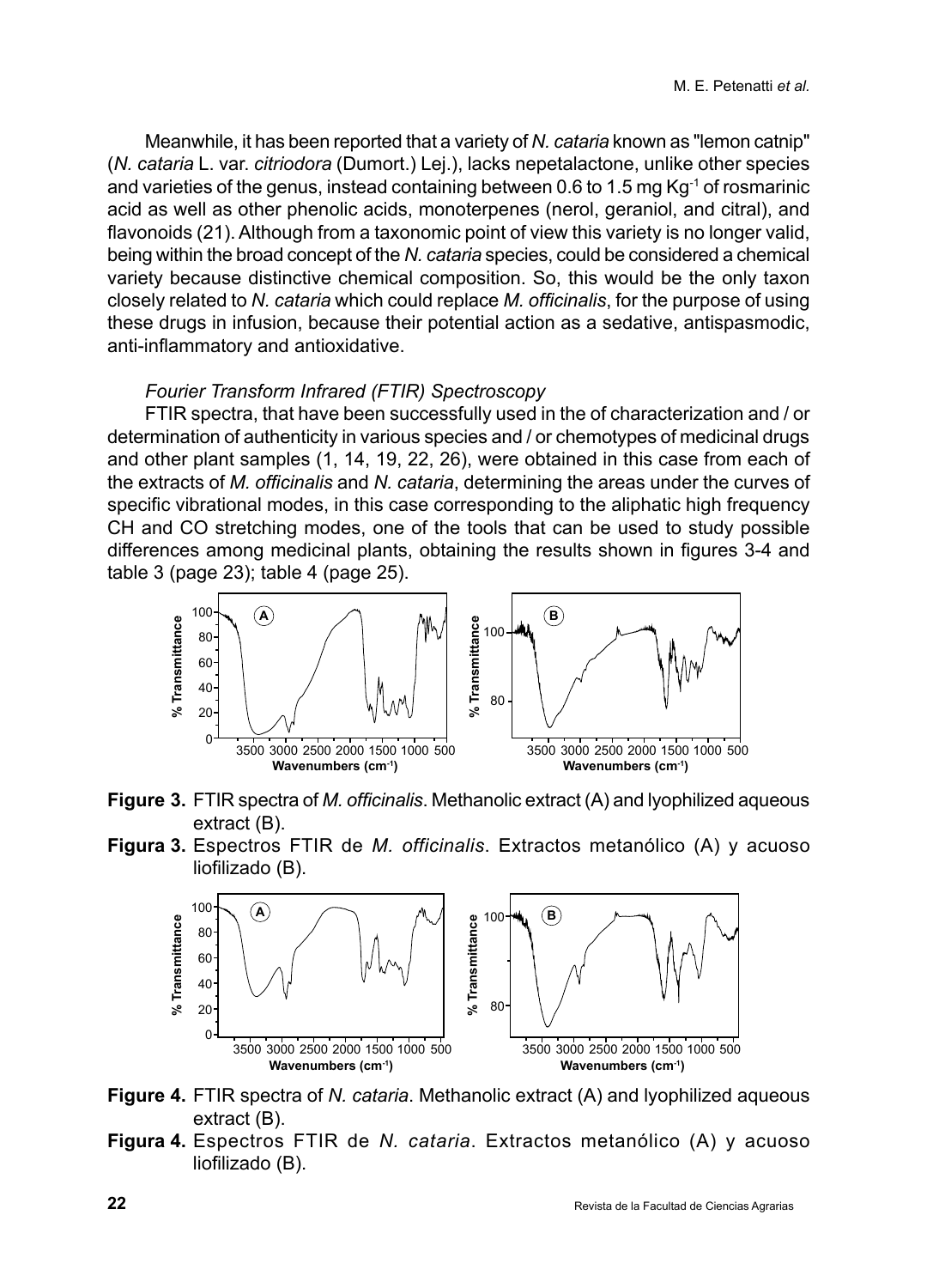Meanwhile, it has been reported that a variety of *N. cataria* known as "lemon catnip" (*N. cataria* L. var. *citriodora* (Dumort.) Lej.), lacks nepetalactone, unlike other species and varieties of the genus, instead containing between 0.6 to 1.5 mg $Kg^{-1}$ of rosmarinic acid as well as other phenolic acids, monoterpenes (nerol, geraniol, and citral), and flavonoids (21). Although from a taxonomic point of view this variety is no longer valid, being within the broad concept of the *N. cataria* species, could be considered a chemical variety because distinctive chemical composition. So, this would be the only taxon closely related to *N. cataria* which could replace *M. officinalis*, for the purpose of using these drugs in infusion, because their potential action as a sedative, antispasmodic, anti-inflammatory and antioxidative.

### *Fourier Transform Infrared (FTIR) Spectroscopy*

FTIR spectra, that have been successfully used in the of characterization and / or determination of authenticity in various species and / or chemotypes of medicinal drugs and other plant samples (1, 14, 19, 22, 26), were obtained in this case from each of the extracts of *M. officinalis* and *N. cataria*, determining the areas under the curves of specific vibrational modes, in this case corresponding to the aliphatic high frequency CH and CO stretching modes, one of the tools that can be used to study possible differences among medicinal plants, obtaining the results shown in figures 3-4 and table 3 (page 23); table 4 (page 25).

**Figure 3.** FTIR spectra of *M. officinalis*. Methanolic extract (A) and lyophilized aqueous extract (B).

**Figura 3.** Espectros FTIR de *M. officinalis*. Extractos metanólico (A) y acuoso liofilizado (B).

**Figure 4.** FTIR spectra of *N. cataria*. Methanolic extract (A) and lyophilized aqueous extract (B).

**Figura 4.** Espectros FTIR de *N. cataria*. Extractos metanólico (A) y acuoso liofilizado (B).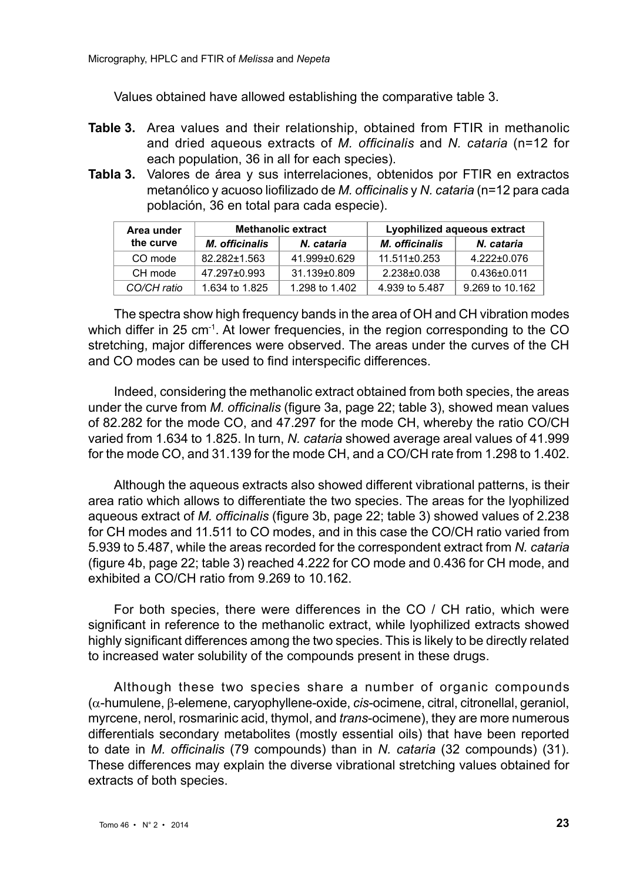Values obtained have allowed establishing the comparative table 3.

**Table 3.** Area values and their relationship, obtained from FTIR in methanolic and dried aqueous extracts of *M. officinalis* and *N. cataria* (n=12 for each population, 36 in all for each species).

**Tabla 3.** Valores de área y sus interrelaciones, obtenidos por FTIR en extractos metanólico y acuoso liofilizado de *M. officinalis* y *N. cataria* (n=12 para cada población, 36 en total para cada especie).

| Area under the curve | Methanolic extract | | Lyophilized aqueous extract | |
|---|---|---|---|---|
| | ***M. officinalis*** | ***N. cataria*** | ***M. officinalis*** | ***N. cataria*** |
| CO mode | 82.282±1.563 | 41.999±0.629 | 11.511±0.253 | 4.222±0.076 |
| CH mode | 47.297±0.993 | 31.139±0.809 | 2.238±0.038 | 0.436±0.011 |
| *CO/CH ratio* | 1.634 to 1.825 | 1.298 to 1.402 | 4.939 to 5.487 | 9.269 to 10.162 |

The spectra show high frequency bands in the area of OH and CH vibration modes which differ in 25 $cm^{-1}$. At lower frequencies, in the region corresponding to the CO stretching, major differences were observed. The areas under the curves of the CH and CO modes can be used to find interspecific differences.

Indeed, considering the methanolic extract obtained from both species, the areas under the curve from *M. officinalis* (figure 3a, page 22; table 3), showed mean values of 82.282 for the mode CO, and 47.297 for the mode CH, whereby the ratio CO/CH varied from 1.634 to 1.825. In turn, *N. cataria* showed average areal values of 41.999 for the mode CO, and 31.139 for the mode CH, and a CO/CH rate from 1.298 to 1.402.

Although the aqueous extracts also showed different vibrational patterns, is their area ratio which allows to differentiate the two species. The areas for the lyophilized aqueous extract of *M. officinalis* (figure 3b, page 22; table 3) showed values of 2.238 for CH modes and 11.511 to CO modes, and in this case the CO/CH ratio varied from 5.939 to 5.487, while the areas recorded for the correspondent extract from *N. cataria* (figure 4b, page 22; table 3) reached 4.222 for CO mode and 0.436 for CH mode, and exhibited a CO/CH ratio from 9.269 to 10.162.

For both species, there were differences in the CO / CH ratio, which were significant in reference to the methanolic extract, while lyophilized extracts showed highly significant differences among the two species. This is likely to be directly related to increased water solubility of the compounds present in these drugs.

Although these two species share a number of organic compounds ($\alpha$-humulene, $\beta$-elemene, caryophyllene-oxide, *cis*-ocimene, citral, citronellal, geraniol, myrcene, nerol, rosmarinic acid, thymol, and *trans*-ocimene), they are more numerous differentials secondary metabolites (mostly essential oils) that have been reported to date in *M. officinalis* (79 compounds) than in *N. cataria* (32 compounds) (31). These differences may explain the diverse vibrational stretching values obtained for extracts of both species.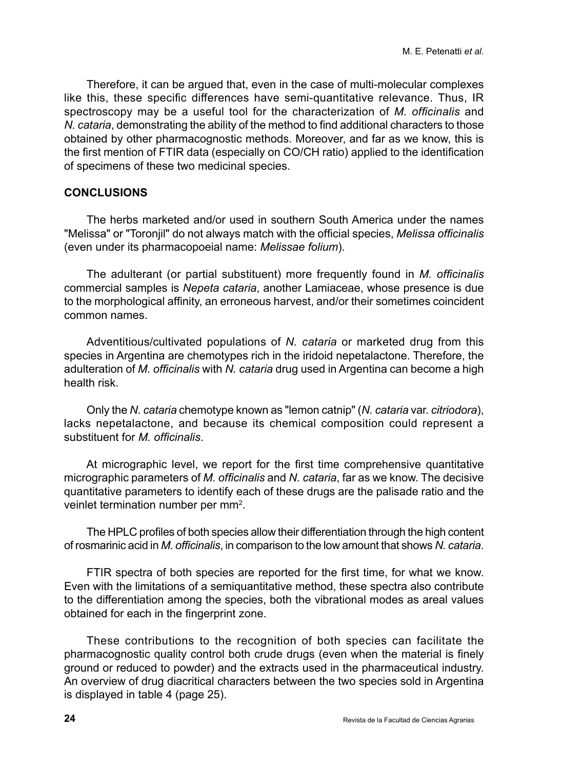Therefore, it can be argued that, even in the case of multi-molecular complexes like this, these specific differences have semi-quantitative relevance. Thus, IR spectroscopy may be a useful tool for the characterization of *M. officinalis* and *N. cataria*, demonstrating the ability of the method to find additional characters to those obtained by other pharmacognostic methods. Moreover, and far as we know, this is the first mention of FTIR data (especially on CO/CH ratio) applied to the identification of specimens of these two medicinal species.

## CONCLUSIONS

The herbs marketed and/or used in southern South America under the names "Melissa" or "Toronjil" do not always match with the official species, *Melissa officinalis* (even under its pharmacopoeial name: *Melissae folium*).

The adulterant (or partial substituent) more frequently found in *M. officinalis* commercial samples is *Nepeta cataria*, another Lamiaceae, whose presence is due to the morphological affinity, an erroneous harvest, and/or their sometimes coincident common names.

Adventitious/cultivated populations of *N. cataria* or marketed drug from this species in Argentina are chemotypes rich in the iridoid nepetalactone. Therefore, the adulteration of *M. officinalis* with *N. cataria* drug used in Argentina can become a high health risk.

Only the *N. cataria* chemotype known as "lemon catnip" (*N. cataria* var. *citriodora*), lacks nepetalactone, and because its chemical composition could represent a substituent for *M. officinalis*.

At micrographic level, we report for the first time comprehensive quantitative micrographic parameters of *M. officinalis* and *N. cataria*, far as we know. The decisive quantitative parameters to identify each of these drugs are the palisade ratio and the veinlet termination number per $mm^2$.

The HPLC profiles of both species allow their differentiation through the high content of rosmarinic acid in *M. officinalis*, in comparison to the low amount that shows *N. cataria*.

FTIR spectra of both species are reported for the first time, for what we know. Even with the limitations of a semiquantitative method, these spectra also contribute to the differentiation among the species, both the vibrational modes as areal values obtained for each in the fingerprint zone.

These contributions to the recognition of both species can facilitate the pharmacognostic quality control both crude drugs (even when the material is finely ground or reduced to powder) and the extracts used in the pharmaceutical industry. An overview of drug diacritical characters between the two species sold in Argentina is displayed in table 4 (page 25).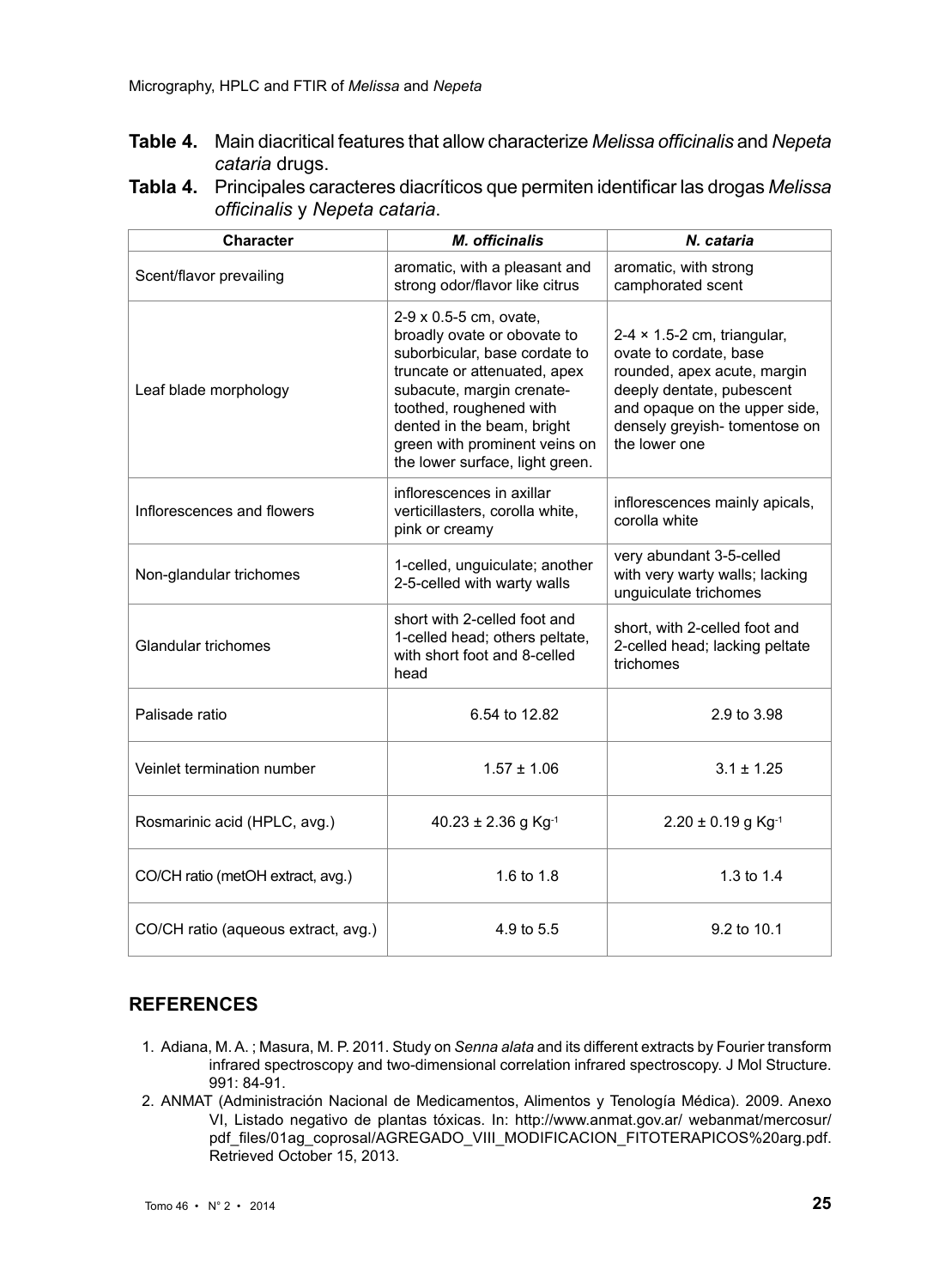**Table 4.** Main diacritical features that allow characterize *Melissa officinalis* and *Nepeta cataria* drugs.

**Tabla 4.** Principales caracteres diacríticos que permiten identificar las drogas *Melissa officinalis* y *Nepeta cataria*.

| Character | *M. officinalis* | *N. cataria* |
|---|---|---|
| Scent/flavor prevailing | aromatic, with a pleasant and strong odor/flavor like citrus | aromatic, with strong camphorated scent |
| Leaf blade morphology | 2-9 x 0.5-5 cm, ovate, broadly ovate or obovate to suborbicular, base cordate to truncate or attenuated, apex subacute, margin crenate-toothed, roughened with dented in the beam, bright green with prominent veins on the lower surface, light green. | 2-4 × 1.5-2 cm, triangular, ovate to cordate, base rounded, apex acute, margin deeply dentate, pubescent and opaque on the upper side, densely greyish- tomentose on the lower one |
| Inflorescences and flowers | inflorescences in axillar verticillasters, corolla white, pink or creamy | inflorescences mainly apicals, corolla white |
| Non-glandular trichomes | 1-celled, unguiculate; another 2-5-celled with warty walls | very abundant 3-5-celled with very warty walls; lacking unguiculate trichomes |
| Glandular trichomes | short with 2-celled foot and 1-celled head; others peltate, with short foot and 8-celled head | short, with 2-celled foot and 2-celled head; lacking peltate trichomes |
| Palisade ratio | 6.54 to 12.82 | 2.9 to 3.98 |
| Veinlet termination number | 1.57 ± 1.06 | 3.1 ± 1.25 |
| Rosmarinic acid (HPLC, avg.) | 40.23 ± 2.36 g $Kg^{-1}$ | 2.20 ± 0.19 g $Kg^{-1}$ |
| CO/CH ratio (metOH extract, avg.) | 1.6 to 1.8 | 1.3 to 1.4 |
| CO/CH ratio (aqueous extract, avg.) | 4.9 to 5.5 | 9.2 to 10.1 |

## REFERENCES

1. Adiana, M. A. ; Masura, M. P. 2011. Study on *Senna alata* and its different extracts by Fourier transform infrared spectroscopy and two-dimensional correlation infrared spectroscopy. J Mol Structure. 991: 84-91.
2. ANMAT (Administración Nacional de Medicamentos, Alimentos y Tenología Médica). 2009. Anexo VI, Listado negativo de plantas tóxicas. In: http://www.anmat.gov.ar/ webanmat/mercosur/ pdf_files/01ag_coprosal/AGREGADO_VIII_MODIFICACION_FITOTERAPICOS%20arg.pdf. Retrieved October 15, 2013.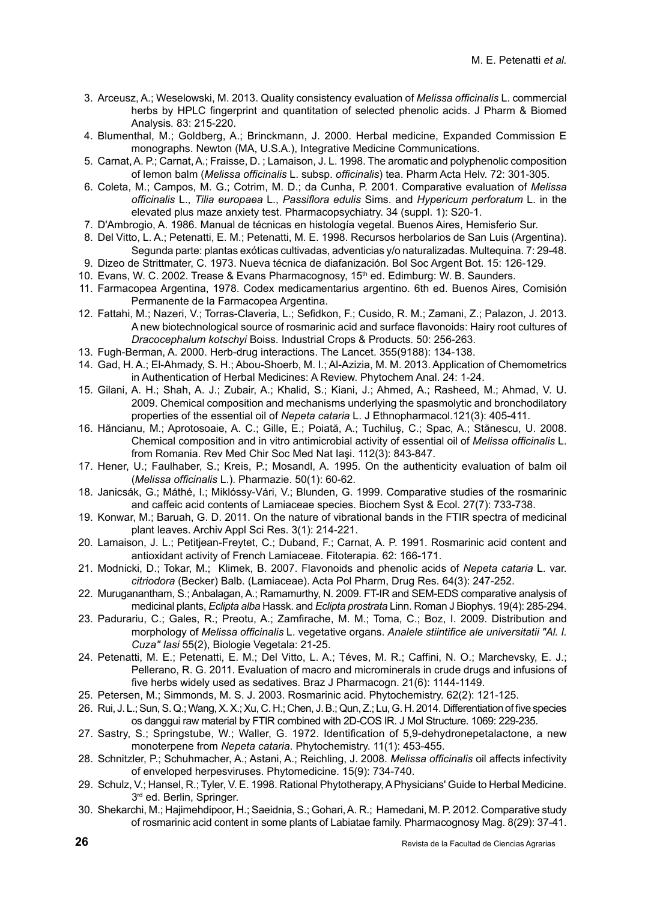3. Arceusz, A.; Weselowski, M. 2013. Quality consistency evaluation of *Melissa officinalis* L. commercial herbs by HPLC fingerprint and quantitation of selected phenolic acids. J Pharm & Biomed Analysis. 83: 215-220.
4. Blumenthal, M.; Goldberg, A.; Brinckmann, J. 2000. Herbal medicine, Expanded Commission E monographs. Newton (MA, U.S.A.), Integrative Medicine Communications.
5. Carnat, A. P.; Carnat, A.; Fraisse, D. ; Lamaison, J. L. 1998. The aromatic and polyphenolic composition of lemon balm (*Melissa officinalis* L. subsp. *officinalis*) tea. Pharm Acta Helv. 72: 301-305.
6. Coleta, M.; Campos, M. G.; Cotrim, M. D.; da Cunha, P. 2001. Comparative evaluation of *Melissa officinalis* L., *Tilia europaea* L., *Passiflora edulis* Sims. and *Hypericum perforatum* L. in the elevated plus maze anxiety test. Pharmacopsychiatry. 34 (suppl. 1): S20-1.
7. D'Ambrogio, A. 1986. Manual de técnicas en histología vegetal. Buenos Aires, Hemisferio Sur.
8. Del Vitto, L. A.; Petenatti, E. M.; Petenatti, M. E. 1998. Recursos herbolarios de San Luis (Argentina). Segunda parte: plantas exóticas cultivadas, adventicias y/o naturalizadas. Multequina. 7: 29-48.
9. Dizeo de Strittmater, C. 1973. Nueva técnica de diafanización. Bol Soc Argent Bot. 15: 126-129.
10. Evans, W. C. 2002. Trease & Evans Pharmacognosy, 15th ed. Edimburg: W. B. Saunders.
11. Farmacopea Argentina, 1978. Codex medicamentarius argentino. 6th ed. Buenos Aires, Comisión Permanente de la Farmacopea Argentina.
12. Fattahi, M.; Nazeri, V.; Torras-Claveria, L.; Sefidkon, F.; Cusido, R. M.; Zamani, Z.; Palazon, J. 2013. A new biotechnological source of rosmarinic acid and surface flavonoids: Hairy root cultures of *Dracocephalum kotschyi* Boiss. Industrial Crops & Products. 50: 256-263.
13. Fugh-Berman, A. 2000. Herb-drug interactions. The Lancet. 355(9188): 134-138.
14. Gad, H. A.; El-Ahmady, S. H.; Abou-Shoerb, M. I.; Al-Azizia, M. M. 2013. Application of Chemometrics in Authentication of Herbal Medicines: A Review. Phytochem Anal. 24: 1-24.
15. Gilani, A. H.; Shah, A. J.; Zubair, A.; Khalid, S.; Kiani, J.; Ahmed, A.; Rasheed, M.; Ahmad, V. U. 2009. Chemical composition and mechanisms underlying the spasmolytic and bronchodilatory properties of the essential oil of *Nepeta cataria* L. J Ethnopharmacol.121(3): 405-411.
16. Hăncianu, M.; Aprotosoaie, A. C.; Gille, E.; Poiată, A.; Tuchiluş, C.; Spac, A.; Stănescu, U. 2008. Chemical composition and in vitro antimicrobial activity of essential oil of *Melissa officinalis* L. from Romania. Rev Med Chir Soc Med Nat Iaşi. 112(3): 843-847.
17. Hener, U.; Faulhaber, S.; Kreis, P.; Mosandl, A. 1995. On the authenticity evaluation of balm oil (*Melissa officinalis* L.). Pharmazie. 50(1): 60-62.
18. Janicsák, G.; Máthé, I.; Miklóssy-Vári, V.; Blunden, G. 1999. Comparative studies of the rosmarinic and caffeic acid contents of Lamiaceae species. Biochem Syst & Ecol. 27(7): 733-738.
19. Konwar, M.; Baruah, G. D. 2011. On the nature of vibrational bands in the FTIR spectra of medicinal plant leaves. Archiv Appl Sci Res. 3(1): 214-221.
20. Lamaison, J. L.; Petitjean-Freytet, C.; Duband, F.; Carnat, A. P. 1991. Rosmarinic acid content and antioxidant activity of French Lamiaceae. Fitoterapia. 62: 166-171.
21. Modnicki, D.; Tokar, M.; Klimek, B. 2007. Flavonoids and phenolic acids of *Nepeta cataria* L. var. *citriodora* (Becker) Balb. (Lamiaceae). Acta Pol Pharm, Drug Res. 64(3): 247-252.
22. Muruganantham, S.; Anbalagan, A.; Ramamurthy, N. 2009. FT-IR and SEM-EDS comparative analysis of medicinal plants, *Eclipta alba* Hassk. and *Eclipta prostrata* Linn. Roman J Biophys. 19(4): 285-294.
23. Padurariu, C.; Gales, R.; Preotu, A.; Zamfirache, M. M.; Toma, C.; Boz, I. 2009. Distribution and morphology of *Melissa officinalis* L. vegetative organs. *Analele stiintifice ale universitatii "Al. I. Cuza" Iasi* 55(2), Biologie Vegetala: 21-25.
24. Petenatti, M. E.; Petenatti, E. M.; Del Vitto, L. A.; Téves, M. R.; Caffini, N. O.; Marchevsky, E. J.; Pellerano, R. G. 2011. Evaluation of macro and microminerals in crude drugs and infusions of five herbs widely used as sedatives. Braz J Pharmacogn. 21(6): 1144-1149.
25. Petersen, M.; Simmonds, M. S. J. 2003. Rosmarinic acid. Phytochemistry. 62(2): 121-125.
26. Rui, J. L.; Sun, S. Q.; Wang, X. X.; Xu, C. H.; Chen, J. B.; Qun, Z.; Lu, G. H. 2014. Differentiation of five species os danggui raw material by FTIR combined with 2D-COS IR. J Mol Structure. 1069: 229-235.
27. Sastry, S.; Springstube, W.; Waller, G. 1972. Identification of 5,9-dehydronepetalactone, a new monoterpene from *Nepeta cataria*. Phytochemistry. 11(1): 453-455.
28. Schnitzler, P.; Schuhmacher, A.; Astani, A.; Reichling, J. 2008. *Melissa officinalis* oil affects infectivity of enveloped herpesviruses. Phytomedicine. 15(9): 734-740.
29. Schulz, V.; Hansel, R.; Tyler, V. E. 1998. Rational Phytotherapy, A Physicians' Guide to Herbal Medicine. 3rd ed. Berlin, Springer.
30. Shekarchi, M.; Hajimehdipoor, H.; Saeidnia, S.; Gohari, A. R.; Hamedani, M. P. 2012. Comparative study of rosmarinic acid content in some plants of Labiatae family. Pharmacognosy Mag. 8(29): 37-41.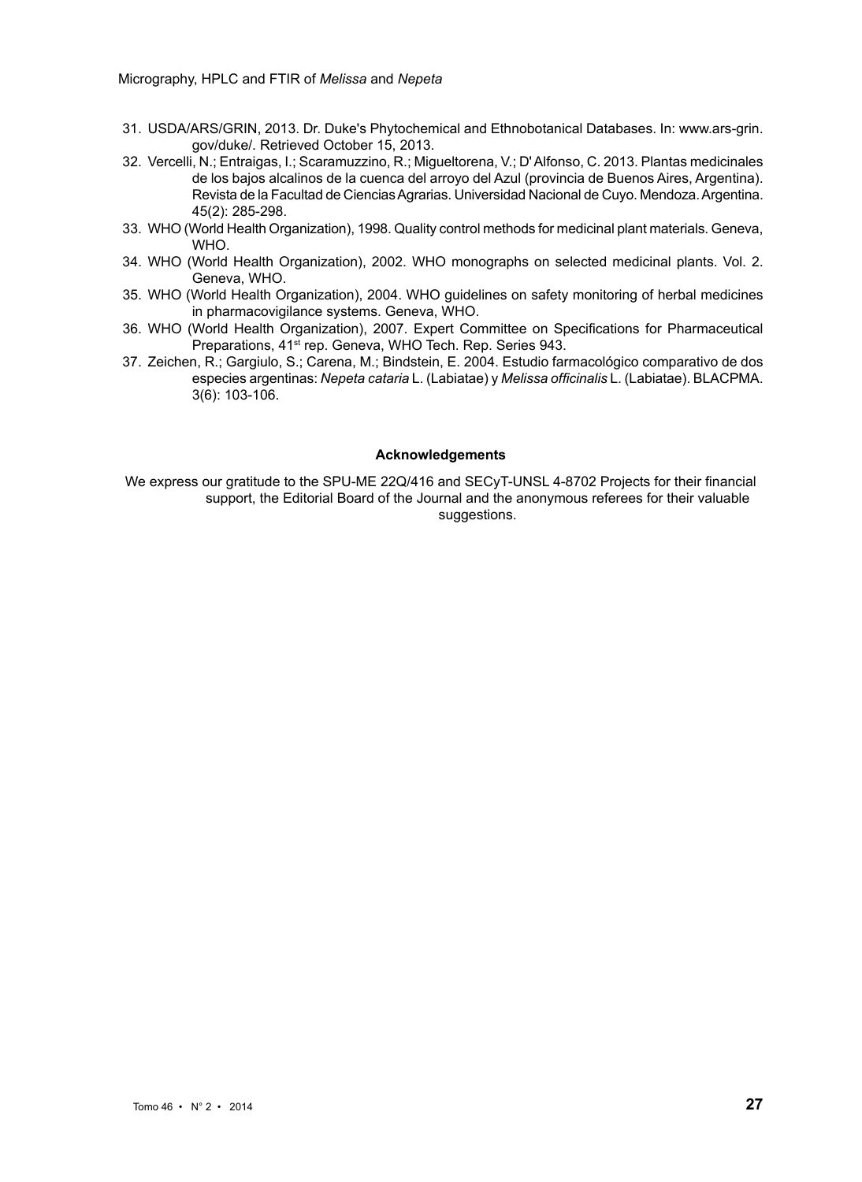31. USDA/ARS/GRIN, 2013. Dr. Duke's Phytochemical and Ethnobotanical Databases. In: www.ars-grin.gov/duke/. Retrieved October 15, 2013.
32. Vercelli, N.; Entraigas, I.; Scaramuzzino, R.; Migueltorena, V.; D'Alfonso, C. 2013. Plantas medicinales de los bajos alcalinos de la cuenca del arroyo del Azul (provincia de Buenos Aires, Argentina). Revista de la Facultad de Ciencias Agrarias. Universidad Nacional de Cuyo. Mendoza. Argentina. 45(2): 285-298.
33. WHO (World Health Organization), 1998. Quality control methods for medicinal plant materials. Geneva, WHO.
34. WHO (World Health Organization), 2002. WHO monographs on selected medicinal plants. Vol. 2. Geneva, WHO.
35. WHO (World Health Organization), 2004. WHO guidelines on safety monitoring of herbal medicines in pharmacovigilance systems. Geneva, WHO.
36. WHO (World Health Organization), 2007. Expert Committee on Specifications for Pharmaceutical Preparations, 41st rep. Geneva, WHO Tech. Rep. Series 943.
37. Zeichen, R.; Gargiulo, S.; Carena, M.; Bindstein, E. 2004. Estudio farmacológico comparativo de dos especies argentinas: *Nepeta cataria* L. (Labiatae) y *Melissa officinalis* L. (Labiatae). BLACPMA. 3(6): 103-106.

#### Acknowledgements

We express our gratitude to the SPU-ME 22Q/416 and SECyT-UNSL 4-8702 Projects for their financial support, the Editorial Board of the Journal and the anonymous referees for their valuable suggestions.